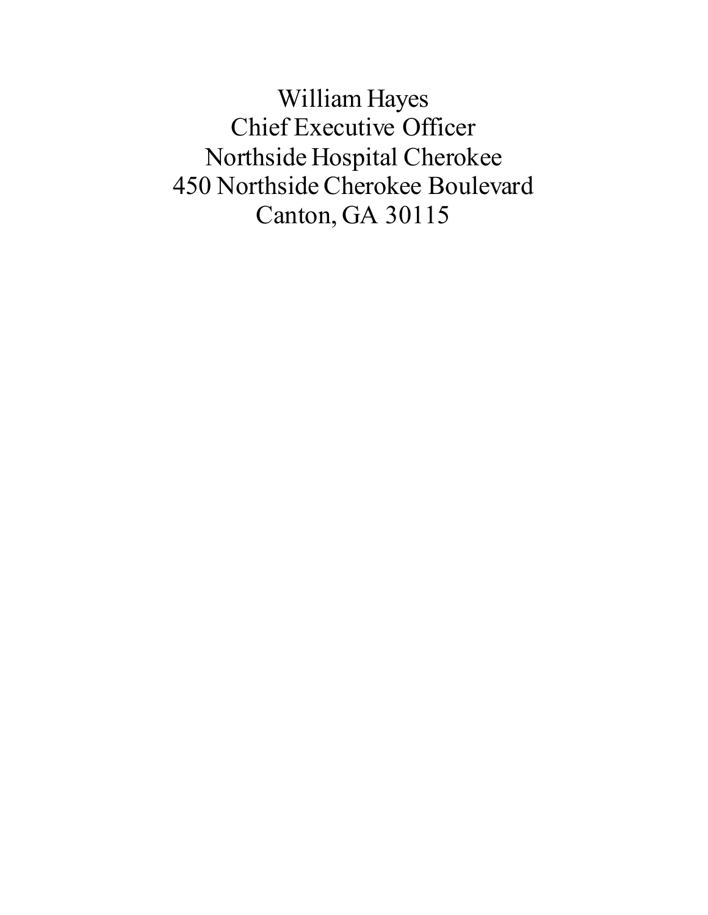William Hayes
Chief Executive Officer
Northside Hospital Cherokee
450 Northside Cherokee Boulevard
Canton, GA 30115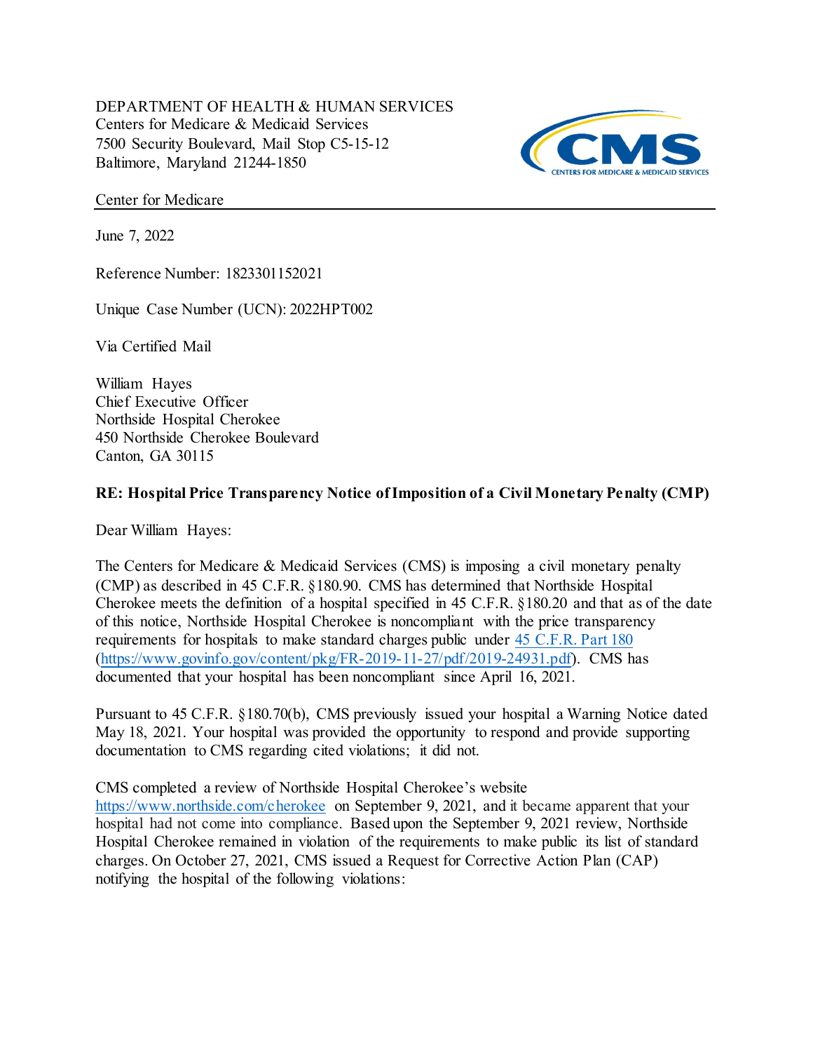DEPARTMENT OF HEALTH & HUMAN SERVICES
Centers for Medicare & Medicaid Services
7500 Security Boulevard, Mail Stop C5-15-12
Baltimore, Maryland 21244-1850

Center for Medicare

June 7, 2022

Reference Number: 1823301152021

Unique Case Number (UCN): 2022HPT002

Via Certified Mail

William Hayes
Chief Executive Officer
Northside Hospital Cherokee
450 Northside Cherokee Boulevard
Canton, GA 30115

**RE: Hospital Price Transparency Notice of Imposition of a Civil Monetary Penalty (CMP)**

Dear William Hayes:

The Centers for Medicare & Medicaid Services (CMS) is imposing a civil monetary penalty (CMP) as described in 45 C.F.R. §180.90. CMS has determined that Northside Hospital Cherokee meets the definition of a hospital specified in 45 C.F.R. §180.20 and that as of the date of this notice, Northside Hospital Cherokee is noncompliant with the price transparency requirements for hospitals to make standard charges public under [45 C.F.R. Part 180](https://www.govinfo.gov/content/pkg/FR-2019-11-27/pdf/2019-24931.pdf) (https://www.govinfo.gov/content/pkg/FR-2019-11-27/pdf/2019-24931.pdf). CMS has documented that your hospital has been noncompliant since April 16, 2021.

Pursuant to 45 C.F.R. §180.70(b), CMS previously issued your hospital a Warning Notice dated May 18, 2021. Your hospital was provided the opportunity to respond and provide supporting documentation to CMS regarding cited violations; it did not.

CMS completed a review of Northside Hospital Cherokee's website https://www.northside.com/cherokee on September 9, 2021, and it became apparent that your hospital had not come into compliance. Based upon the September 9, 2021 review, Northside Hospital Cherokee remained in violation of the requirements to make public its list of standard charges. On October 27, 2021, CMS issued a Request for Corrective Action Plan (CAP) notifying the hospital of the following violations: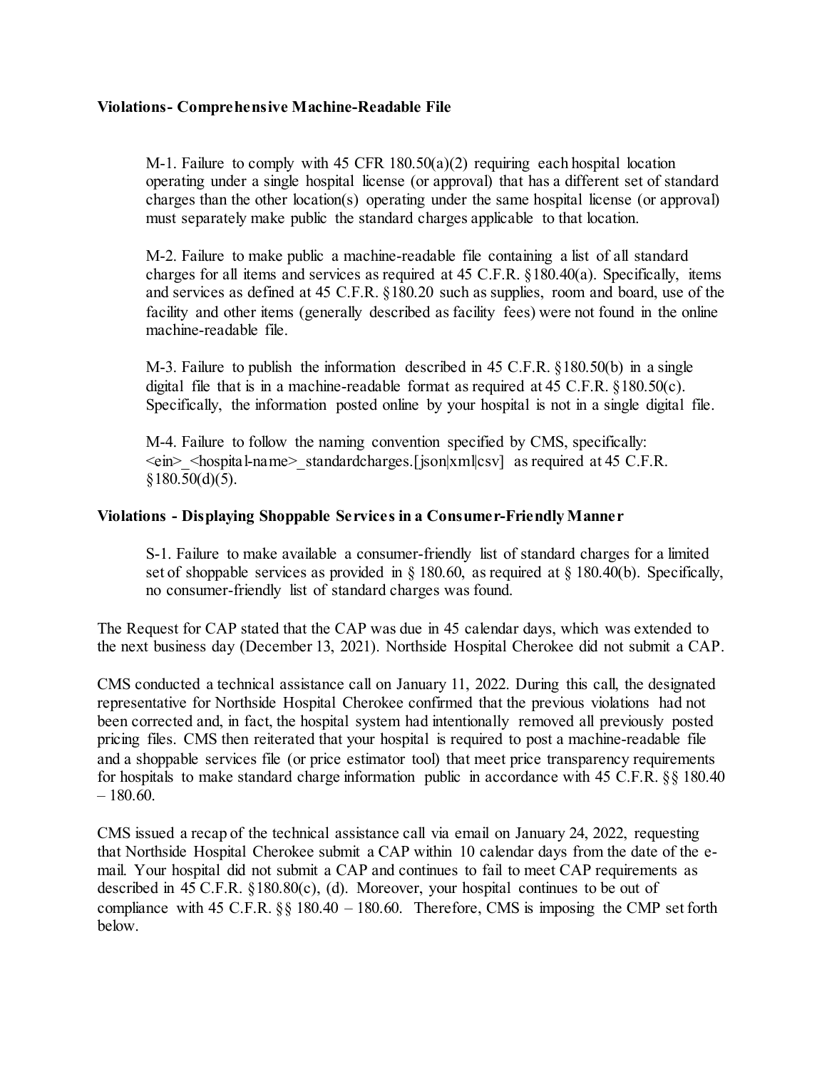**Violations- Comprehensive Machine-Readable File**

M-1. Failure to comply with 45 CFR 180.50(a)(2) requiring each hospital location operating under a single hospital license (or approval) that has a different set of standard charges than the other location(s) operating under the same hospital license (or approval) must separately make public the standard charges applicable to that location.

M-2. Failure to make public a machine-readable file containing a list of all standard charges for all items and services as required at 45 C.F.R. §180.40(a). Specifically, items and services as defined at 45 C.F.R. §180.20 such as supplies, room and board, use of the facility and other items (generally described as facility fees) were not found in the online machine-readable file.

M-3. Failure to publish the information described in 45 C.F.R. §180.50(b) in a single digital file that is in a machine-readable format as required at 45 C.F.R. §180.50(c). Specifically, the information posted online by your hospital is not in a single digital file.

M-4. Failure to follow the naming convention specified by CMS, specifically: <ein>_<hospital-name>_standardcharges.[json|xml|csv] as required at 45 C.F.R. §180.50(d)(5).

**Violations - Displaying Shoppable Services in a Consumer-Friendly Manner**

S-1. Failure to make available a consumer-friendly list of standard charges for a limited set of shoppable services as provided in § 180.60, as required at § 180.40(b). Specifically, no consumer-friendly list of standard charges was found.

The Request for CAP stated that the CAP was due in 45 calendar days, which was extended to the next business day (December 13, 2021). Northside Hospital Cherokee did not submit a CAP.

CMS conducted a technical assistance call on January 11, 2022. During this call, the designated representative for Northside Hospital Cherokee confirmed that the previous violations had not been corrected and, in fact, the hospital system had intentionally removed all previously posted pricing files. CMS then reiterated that your hospital is required to post a machine-readable file and a shoppable services file (or price estimator tool) that meet price transparency requirements for hospitals to make standard charge information public in accordance with 45 C.F.R. §§ 180.40 – 180.60.

CMS issued a recap of the technical assistance call via email on January 24, 2022, requesting that Northside Hospital Cherokee submit a CAP within 10 calendar days from the date of the e-mail. Your hospital did not submit a CAP and continues to fail to meet CAP requirements as described in 45 C.F.R. §180.80(c), (d). Moreover, your hospital continues to be out of compliance with 45 C.F.R. §§ 180.40 – 180.60. Therefore, CMS is imposing the CMP set forth below.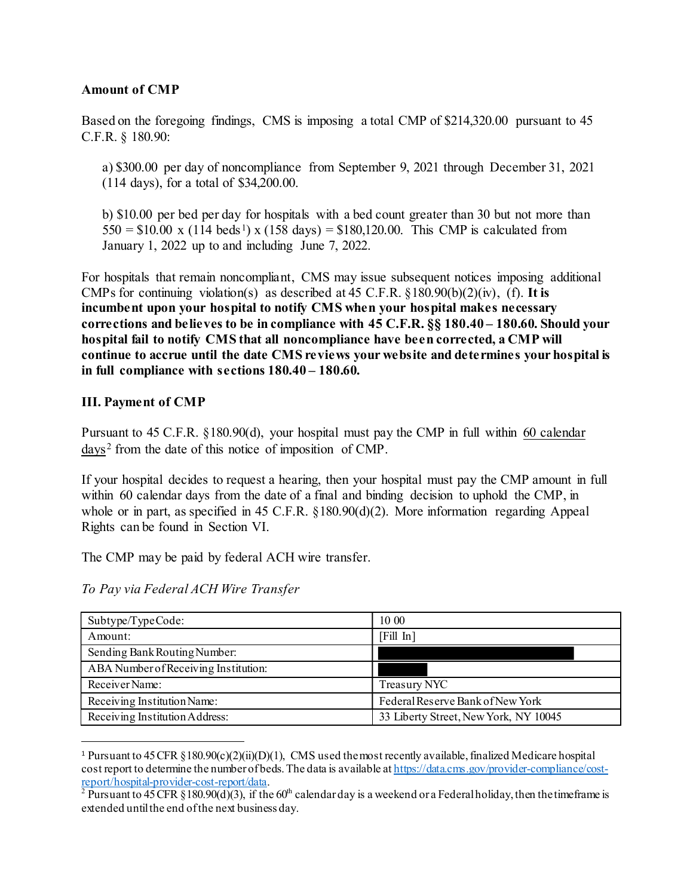**Amount of CMP**

Based on the foregoing findings, CMS is imposing a total CMP of $214,320.00 pursuant to 45 C.F.R. § 180.90:

a) $300.00 per day of noncompliance from September 9, 2021 through December 31, 2021 (114 days), for a total of $34,200.00.

b) $10.00 per bed per day for hospitals with a bed count greater than 30 but not more than 550 = $10.00 x (114 beds[1]) x (158 days) = $180,120.00. This CMP is calculated from January 1, 2022 up to and including June 7, 2022.

For hospitals that remain noncompliant, CMS may issue subsequent notices imposing additional CMPs for continuing violation(s) as described at 45 C.F.R. §180.90(b)(2)(iv), (f). **It is incumbent upon your hospital to notify CMS when your hospital makes necessary corrections and believes to be in compliance with 45 C.F.R. §§ 180.40 – 180.60. Should your hospital fail to notify CMS that all noncompliance have been corrected, a CMP will continue to accrue until the date CMS reviews your website and determines your hospital is in full compliance with sections 180.40 – 180.60.**

## III. Payment of CMP

Pursuant to 45 C.F.R. §180.90(d), your hospital must pay the CMP in full within 60 calendar days[2] from the date of this notice of imposition of CMP.

If your hospital decides to request a hearing, then your hospital must pay the CMP amount in full within 60 calendar days from the date of a final and binding decision to uphold the CMP, in whole or in part, as specified in 45 C.F.R. §180.90(d)(2). More information regarding Appeal Rights can be found in Section VI.

The CMP may be paid by federal ACH wire transfer.

*To Pay via Federal ACH Wire Transfer*

| | |
|---|---|
| Subtype/Type Code: | 10 00 |
| Amount: | [Fill In] |
| Sending Bank Routing Number: | [REDACTED] |
| ABA Number of Receiving Institution: | [REDACTED] |
| Receiver Name: | Treasury NYC |
| Receiving Institution Name: | Federal Reserve Bank of New York |
| Receiving Institution Address: | 33 Liberty Street, New York, NY 10045 |

[1] Pursuant to 45 CFR §180.90(c)(2)(ii)(D)(1), CMS used the most recently available, finalized Medicare hospital cost report to determine the number of beds. The data is available at https://data.cms.gov/provider-compliance/cost-report/hospital-provider-cost-report/data.

[2] Pursuant to 45 CFR §180.90(d)(3), if the 60th calendar day is a weekend or a Federal holiday, then the timeframe is extended until the end of the next business day.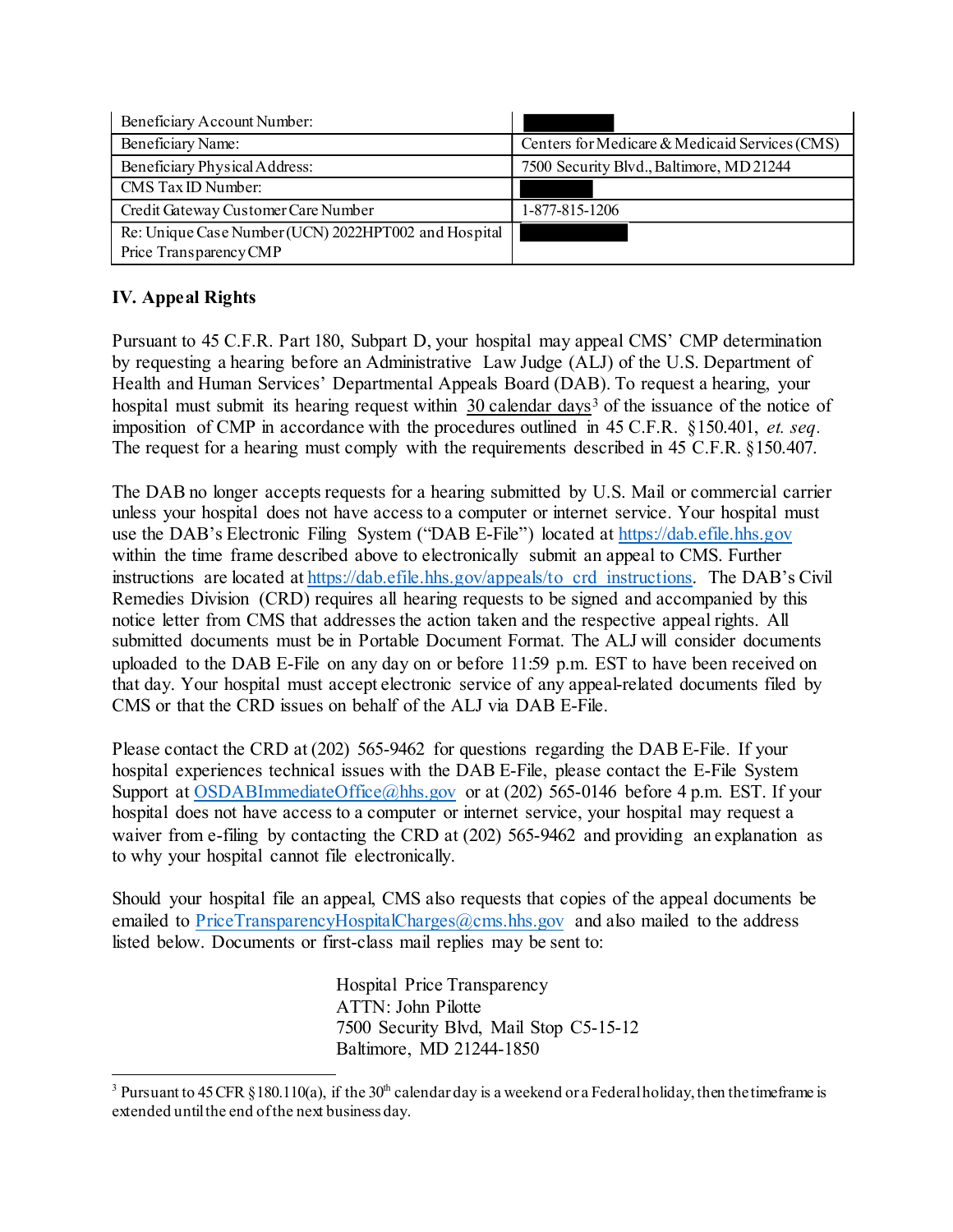| Beneficiary Account Number: | |
|---|---|
| Beneficiary Name: | Centers for Medicare & Medicaid Services (CMS) |
| Beneficiary Physical Address: | 7500 Security Blvd., Baltimore, MD 21244 |
| CMS Tax ID Number: | |
| Credit Gateway Customer Care Number | 1-877-815-1206 |
| Re: Unique Case Number (UCN) 2022HPT002 and Hospital Price Transparency CMP | |

**IV. Appeal Rights**

Pursuant to 45 C.F.R. Part 180, Subpart D, your hospital may appeal CMS' CMP determination by requesting a hearing before an Administrative Law Judge (ALJ) of the U.S. Department of Health and Human Services' Departmental Appeals Board (DAB). To request a hearing, your hospital must submit its hearing request within 30 calendar days[3] of the issuance of the notice of imposition of CMP in accordance with the procedures outlined in 45 C.F.R. §150.401, *et. seq*. The request for a hearing must comply with the requirements described in 45 C.F.R. §150.407.

The DAB no longer accepts requests for a hearing submitted by U.S. Mail or commercial carrier unless your hospital does not have access to a computer or internet service. Your hospital must use the DAB's Electronic Filing System ("DAB E-File") located at https://dab.efile.hhs.gov within the time frame described above to electronically submit an appeal to CMS. Further instructions are located at https://dab.efile.hhs.gov/appeals/to_crd_instructions. The DAB's Civil Remedies Division (CRD) requires all hearing requests to be signed and accompanied by this notice letter from CMS that addresses the action taken and the respective appeal rights. All submitted documents must be in Portable Document Format. The ALJ will consider documents uploaded to the DAB E-File on any day on or before 11:59 p.m. EST to have been received on that day. Your hospital must accept electronic service of any appeal-related documents filed by CMS or that the CRD issues on behalf of the ALJ via DAB E-File.

Please contact the CRD at (202) 565-9462 for questions regarding the DAB E-File. If your hospital experiences technical issues with the DAB E-File, please contact the E-File System Support at OSDABImmediateOffice@hhs.gov or at (202) 565-0146 before 4 p.m. EST. If your hospital does not have access to a computer or internet service, your hospital may request a waiver from e-filing by contacting the CRD at (202) 565-9462 and providing an explanation as to why your hospital cannot file electronically.

Should your hospital file an appeal, CMS also requests that copies of the appeal documents be emailed to PriceTransparencyHospitalCharges@cms.hhs.gov and also mailed to the address listed below. Documents or first-class mail replies may be sent to:

Hospital Price Transparency
ATTN: John Pilotte
7500 Security Blvd, Mail Stop C5-15-12
Baltimore, MD 21244-1850

[3] Pursuant to 45 CFR §180.110(a), if the 30th calendar day is a weekend or a Federal holiday, then the timeframe is extended until the end of the next business day.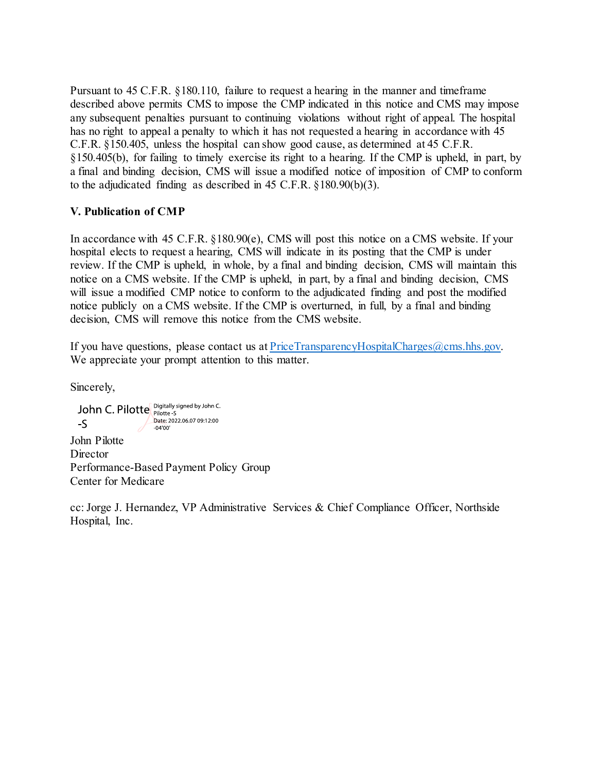Pursuant to 45 C.F.R. §180.110, failure to request a hearing in the manner and timeframe described above permits CMS to impose the CMP indicated in this notice and CMS may impose any subsequent penalties pursuant to continuing violations without right of appeal. The hospital has no right to appeal a penalty to which it has not requested a hearing in accordance with 45 C.F.R. §150.405, unless the hospital can show good cause, as determined at 45 C.F.R. §150.405(b), for failing to timely exercise its right to a hearing. If the CMP is upheld, in part, by a final and binding decision, CMS will issue a modified notice of imposition of CMP to conform to the adjudicated finding as described in 45 C.F.R. §180.90(b)(3).

**V. Publication of CMP**

In accordance with 45 C.F.R. §180.90(e), CMS will post this notice on a CMS website. If your hospital elects to request a hearing, CMS will indicate in its posting that the CMP is under review. If the CMP is upheld, in whole, by a final and binding decision, CMS will maintain this notice on a CMS website. If the CMP is upheld, in part, by a final and binding decision, CMS will issue a modified CMP notice to conform to the adjudicated finding and post the modified notice publicly on a CMS website. If the CMP is overturned, in full, by a final and binding decision, CMS will remove this notice from the CMS website.

If you have questions, please contact us at PriceTransparencyHospitalCharges@cms.hhs.gov. We appreciate your prompt attention to this matter.

Sincerely,

John C. Pilotte -S
Digitally signed by John C. Pilotte -S
Date: 2022.06.07 09:12:00 -04'00'

John Pilotte
Director
Performance-Based Payment Policy Group
Center for Medicare

cc: Jorge J. Hernandez, VP Administrative Services & Chief Compliance Officer, Northside Hospital, Inc.